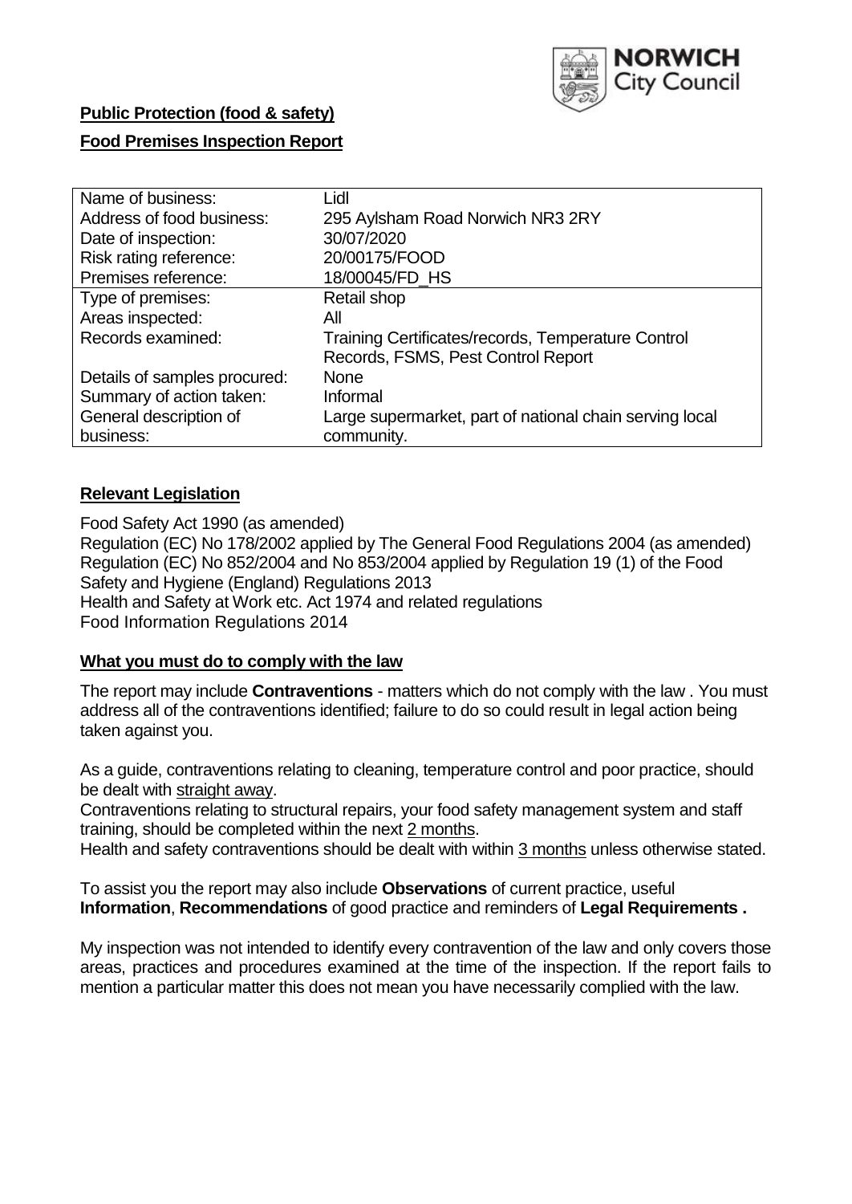**Public Protection (food & safety)**

**Food Premises Inspection Report**

| Name of business: | Lidl |
|---|---|
| Address of food business: | 295 Aylsham Road Norwich NR3 2RY |
| Date of inspection: | 30/07/2020 |
| Risk rating reference: | 20/00175/FOOD |
| Premises reference: | 18/00045/FD_HS |
| Type of premises: | Retail shop |
| Areas inspected: | All |
| Records examined: | Training Certificates/records, Temperature Control Records, FSMS, Pest Control Report |
| Details of samples procured: | None |
| Summary of action taken: | Informal |
| General description of business: | Large supermarket, part of national chain serving local community. |

## **Relevant Legislation**

Food Safety Act 1990 (as amended)
Regulation (EC) No 178/2002 applied by The General Food Regulations 2004 (as amended)
Regulation (EC) No 852/2004 and No 853/2004 applied by Regulation 19 (1) of the Food Safety and Hygiene (England) Regulations 2013
Health and Safety at Work etc. Act 1974 and related regulations
Food Information Regulations 2014

## **What you must do to comply with the law**

The report may include **Contraventions** - matters which do not comply with the law . You must address all of the contraventions identified; failure to do so could result in legal action being taken against you.

As a guide, contraventions relating to cleaning, temperature control and poor practice, should be dealt with straight away.

Contraventions relating to structural repairs, your food safety management system and staff training, should be completed within the next 2 months.

Health and safety contraventions should be dealt with within 3 months unless otherwise stated.

To assist you the report may also include **Observations** of current practice, useful **Information**, **Recommendations** of good practice and reminders of **Legal Requirements .**

My inspection was not intended to identify every contravention of the law and only covers those areas, practices and procedures examined at the time of the inspection. If the report fails to mention a particular matter this does not mean you have necessarily complied with the law.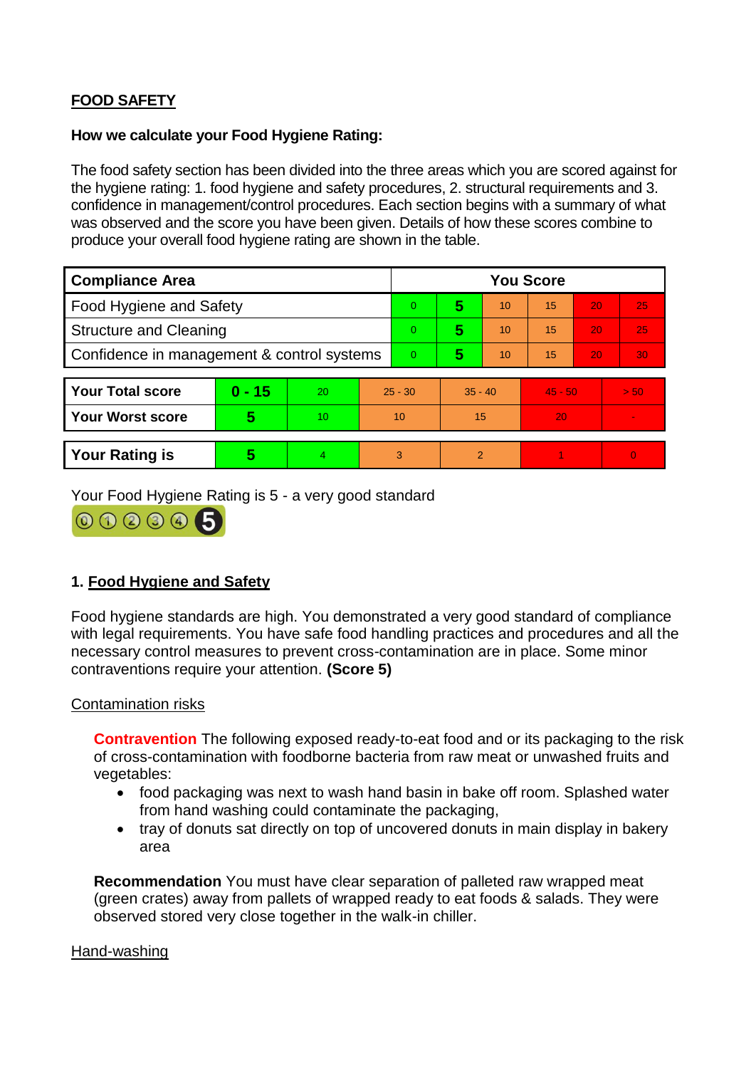**FOOD SAFETY**

**How we calculate your Food Hygiene Rating:**

The food safety section has been divided into the three areas which you are scored against for the hygiene rating: 1. food hygiene and safety procedures, 2. structural requirements and 3. confidence in management/control procedures. Each section begins with a summary of what was observed and the score you have been given. Details of how these scores combine to produce your overall food hygiene rating are shown in the table.

| Compliance Area | You Score | | | | | |
|---|---|---|---|---|---|---|
| Food Hygiene and Safety | 0 | **5** | 10 | 15 | 20 | 25 |
| Structure and Cleaning | 0 | **5** | 10 | 15 | 20 | 25 |
| Confidence in management & control systems | 0 | **5** | 10 | 15 | 20 | 30 |

| | | | | | | |
|---|---|---|---|---|---|---|
| **Your Total score** | **0 - 15** | 20 | 25 - 30 | 35 - 40 | 45 - 50 | > 50 |
| **Your Worst score** | **5** | 10 | 10 | 15 | 20 | - |

| | | | | | | |
|---|---|---|---|---|---|---|
| **Your Rating is** | **5** | 4 | 3 | 2 | 1 | 0 |

Your Food Hygiene Rating is 5 - a very good standard

## 1. Food Hygiene and Safety

Food hygiene standards are high. You demonstrated a very good standard of compliance with legal requirements. You have safe food handling practices and procedures and all the necessary control measures to prevent cross-contamination are in place. Some minor contraventions require your attention. **(Score 5)**

Contamination risks

**Contravention** The following exposed ready-to-eat food and or its packaging to the risk of cross-contamination with foodborne bacteria from raw meat or unwashed fruits and vegetables:

- food packaging was next to wash hand basin in bake off room. Splashed water from hand washing could contaminate the packaging,
- tray of donuts sat directly on top of uncovered donuts in main display in bakery area

**Recommendation** You must have clear separation of palleted raw wrapped meat (green crates) away from pallets of wrapped ready to eat foods & salads. They were observed stored very close together in the walk-in chiller.

Hand-washing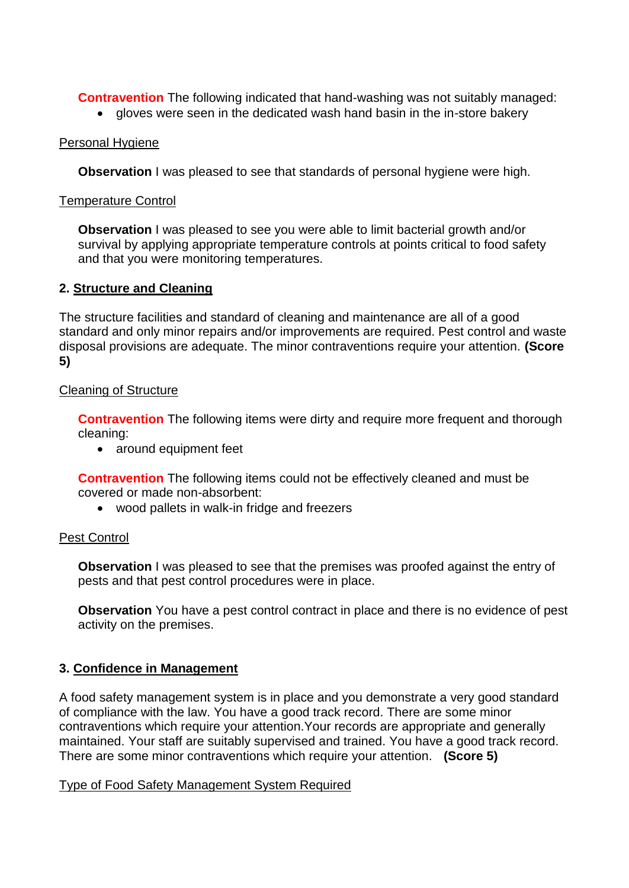**Contravention** The following indicated that hand-washing was not suitably managed:

- gloves were seen in the dedicated wash hand basin in the in-store bakery

Personal Hygiene

**Observation** I was pleased to see that standards of personal hygiene were high.

Temperature Control

**Observation** I was pleased to see you were able to limit bacterial growth and/or survival by applying appropriate temperature controls at points critical to food safety and that you were monitoring temperatures.

## 2. Structure and Cleaning

The structure facilities and standard of cleaning and maintenance are all of a good standard and only minor repairs and/or improvements are required. Pest control and waste disposal provisions are adequate. The minor contraventions require your attention. **(Score 5)**

Cleaning of Structure

**Contravention** The following items were dirty and require more frequent and thorough cleaning:

- around equipment feet

**Contravention** The following items could not be effectively cleaned and must be covered or made non-absorbent:

- wood pallets in walk-in fridge and freezers

Pest Control

**Observation** I was pleased to see that the premises was proofed against the entry of pests and that pest control procedures were in place.

**Observation** You have a pest control contract in place and there is no evidence of pest activity on the premises.

## 3. Confidence in Management

A food safety management system is in place and you demonstrate a very good standard of compliance with the law. You have a good track record. There are some minor contraventions which require your attention.Your records are appropriate and generally maintained. Your staff are suitably supervised and trained. You have a good track record. There are some minor contraventions which require your attention. **(Score 5)**

Type of Food Safety Management System Required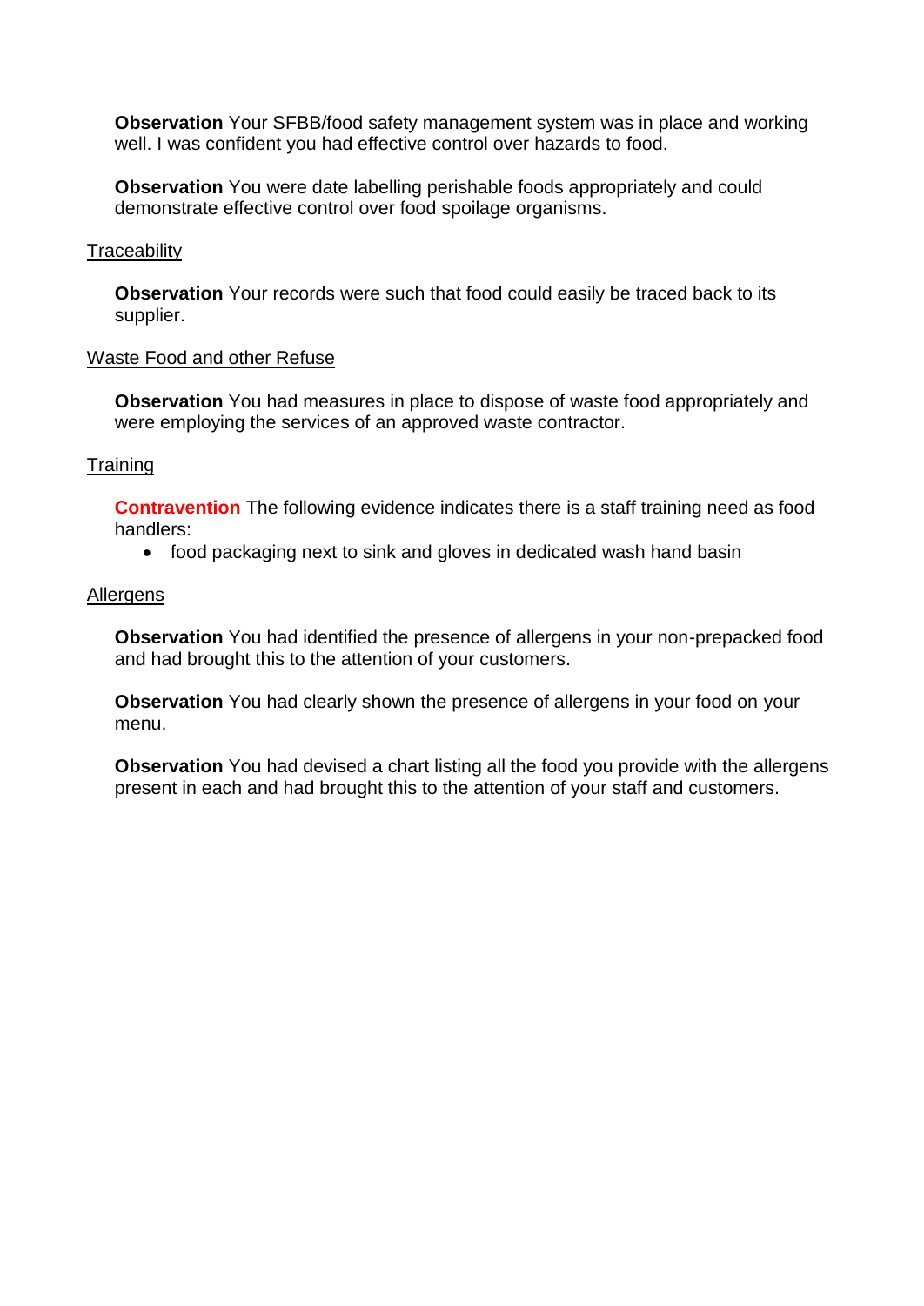**Observation** Your SFBB/food safety management system was in place and working well. I was confident you had effective control over hazards to food.

**Observation** You were date labelling perishable foods appropriately and could demonstrate effective control over food spoilage organisms.

Traceability

**Observation** Your records were such that food could easily be traced back to its supplier.

Waste Food and other Refuse

**Observation** You had measures in place to dispose of waste food appropriately and were employing the services of an approved waste contractor.

Training

**Contravention** The following evidence indicates there is a staff training need as food handlers:

- food packaging next to sink and gloves in dedicated wash hand basin

Allergens

**Observation** You had identified the presence of allergens in your non-prepacked food and had brought this to the attention of your customers.

**Observation** You had clearly shown the presence of allergens in your food on your menu.

**Observation** You had devised a chart listing all the food you provide with the allergens present in each and had brought this to the attention of your staff and customers.